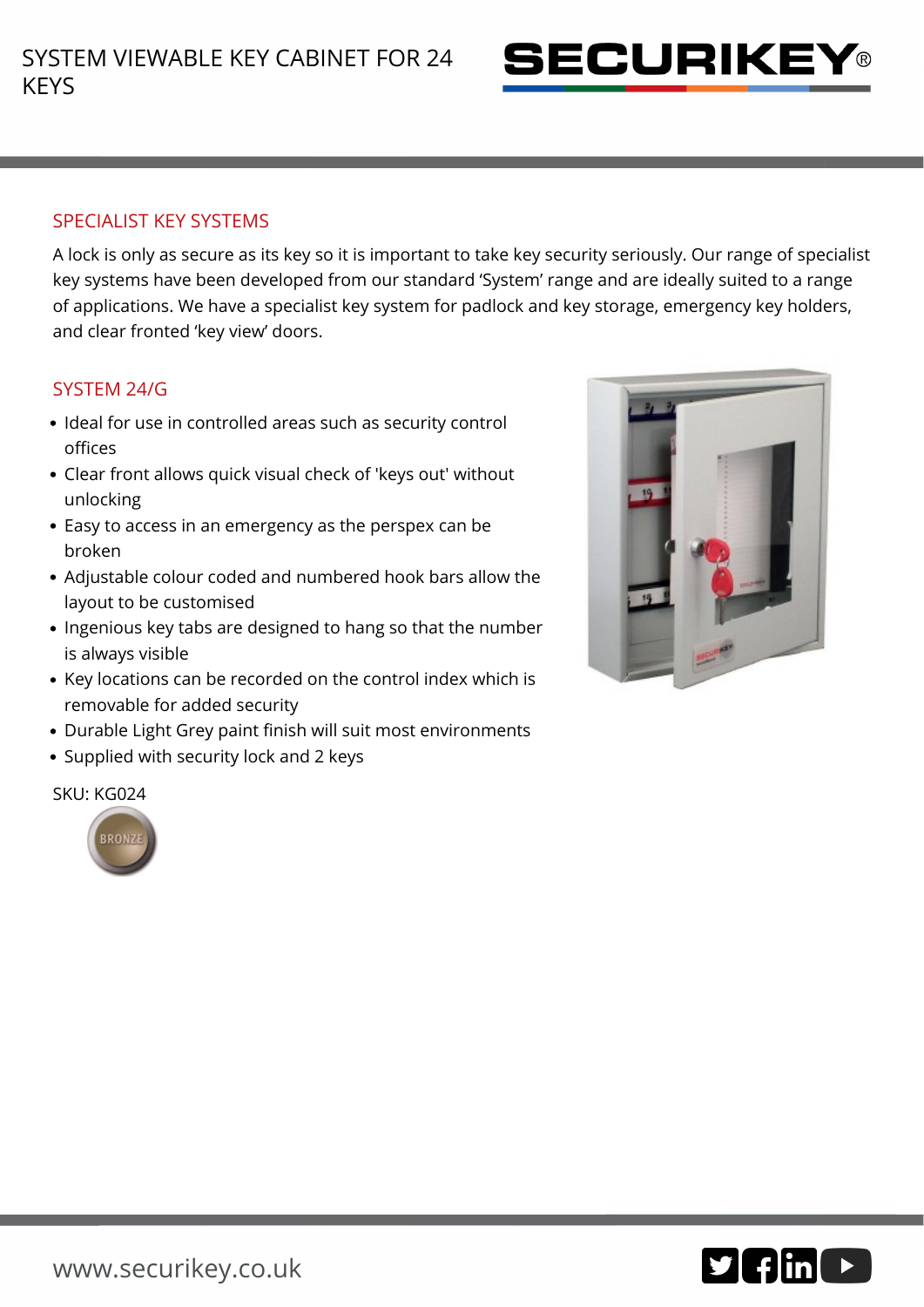# SYSTEM VIEWABLE KEY CABINET FOR 24 KEYS

SECURIKEY®

## SPECIALIST KEY SYSTEMS

A lock is only as secure as its key so it is important to take key security seriously. Our range of specialist key systems have been developed from our standard ‘System’ range and are ideally suited to a range of applications. We have a specialist key system for padlock and key storage, emergency key holders, and clear fronted ‘key view’ doors.

## SYSTEM 24/G

- Ideal for use in controlled areas such as security control offices
- Clear front allows quick visual check of 'keys out' without unlocking
- Easy to access in an emergency as the perspex can be broken
- Adjustable colour coded and numbered hook bars allow the layout to be customised
- Ingenious key tabs are designed to hang so that the number is always visible
- Key locations can be recorded on the control index which is removable for added security
- Durable Light Grey paint finish will suit most environments
- Supplied with security lock and 2 keys

SKU: KG024

BRONZE

www.securikey.co.uk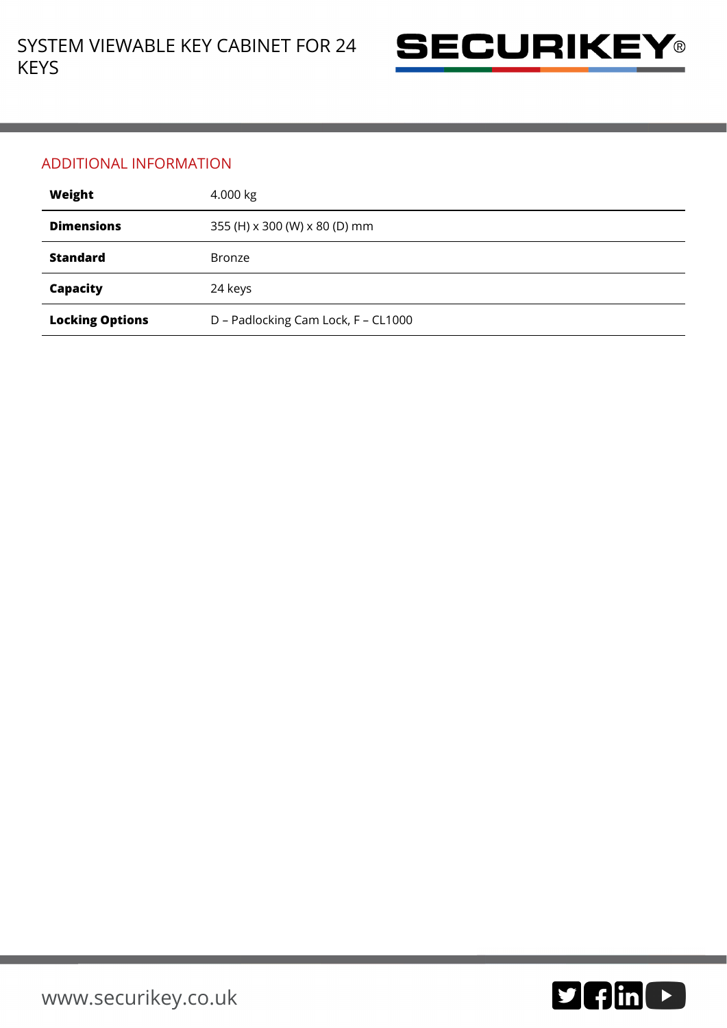## ADDITIONAL INFORMATION

| | |
|---|---|
| **Weight** | 4.000 kg |
| **Dimensions** | 355 (H) x 300 (W) x 80 (D) mm |
| **Standard** | Bronze |
| **Capacity** | 24 keys |
| **Locking Options** | D – Padlocking Cam Lock, F – CL1000 |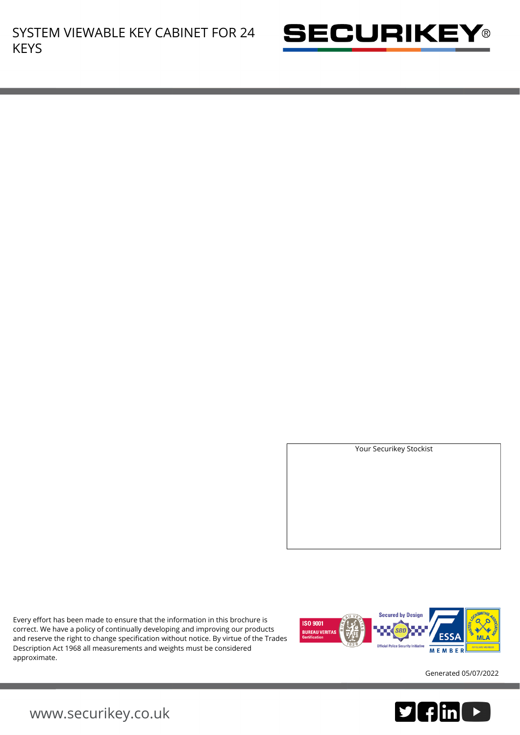# SYSTEM VIEWABLE KEY CABINET FOR 24 KEYS

Your Securikey Stockist

Every effort has been made to ensure that the information in this brochure is correct. We have a policy of continually developing and improving our products and reserve the right to change specification without notice. By virtue of the Trades Description Act 1968 all measurements and weights must be considered approximate.

Generated 05/07/2022

www.securikey.co.uk